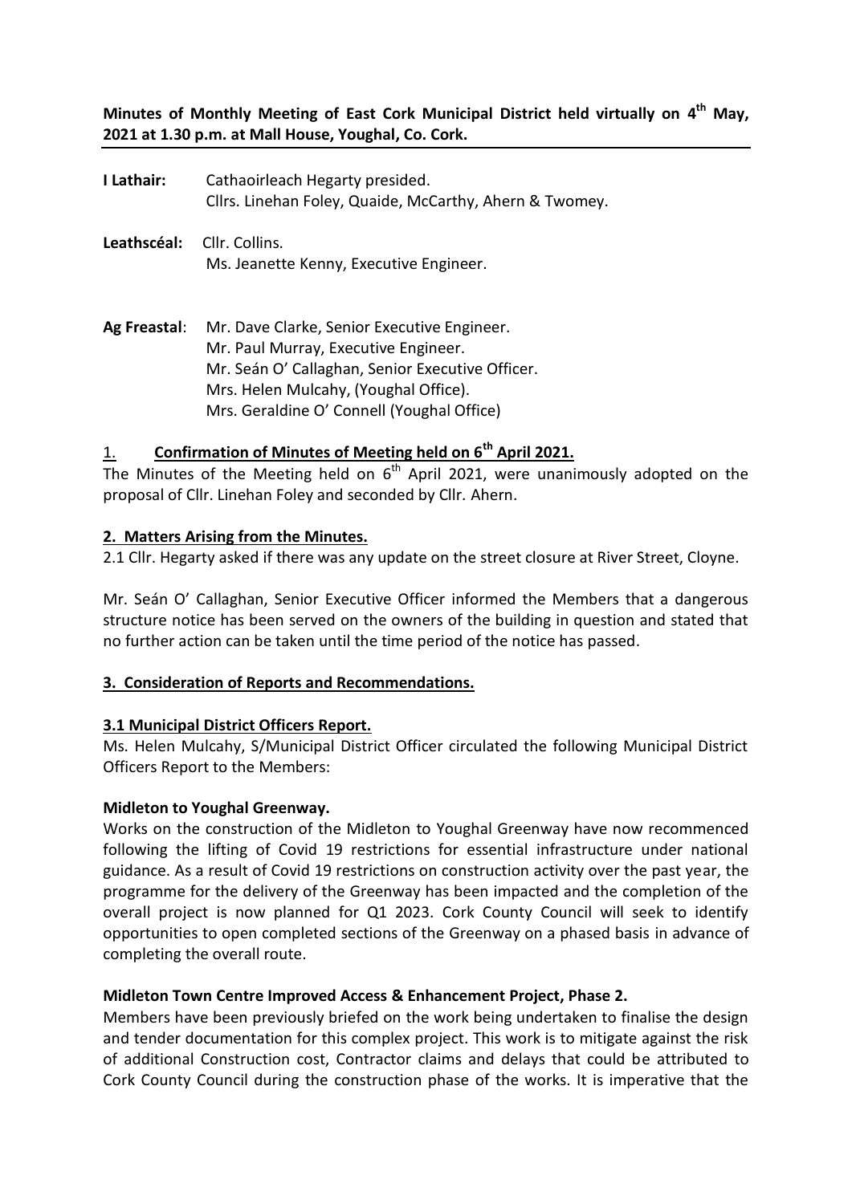**Minutes of Monthly Meeting of East Cork Municipal District held virtually on 4th May, 2021 at 1.30 p.m. at Mall House, Youghal, Co. Cork.**

**I Lathair:** Cathaoirleach Hegarty presided.
Cllrs. Linehan Foley, Quaide, McCarthy, Ahern & Twomey.

**Leathscéal:** Cllr. Collins.
Ms. Jeanette Kenny, Executive Engineer.

**Ag Freastal**: Mr. Dave Clarke, Senior Executive Engineer.
Mr. Paul Murray, Executive Engineer.
Mr. Seán O' Callaghan, Senior Executive Officer.
Mrs. Helen Mulcahy, (Youghal Office).
Mrs. Geraldine O' Connell (Youghal Office)

## 1. Confirmation of Minutes of Meeting held on 6th April 2021.

The Minutes of the Meeting held on 6th April 2021, were unanimously adopted on the proposal of Cllr. Linehan Foley and seconded by Cllr. Ahern.

## 2. Matters Arising from the Minutes.

2.1 Cllr. Hegarty asked if there was any update on the street closure at River Street, Cloyne.

Mr. Seán O' Callaghan, Senior Executive Officer informed the Members that a dangerous structure notice has been served on the owners of the building in question and stated that no further action can be taken until the time period of the notice has passed.

## 3. Consideration of Reports and Recommendations.

### 3.1 Municipal District Officers Report.

Ms. Helen Mulcahy, S/Municipal District Officer circulated the following Municipal District Officers Report to the Members:

**Midleton to Youghal Greenway.**

Works on the construction of the Midleton to Youghal Greenway have now recommenced following the lifting of Covid 19 restrictions for essential infrastructure under national guidance. As a result of Covid 19 restrictions on construction activity over the past year, the programme for the delivery of the Greenway has been impacted and the completion of the overall project is now planned for Q1 2023. Cork County Council will seek to identify opportunities to open completed sections of the Greenway on a phased basis in advance of completing the overall route.

**Midleton Town Centre Improved Access & Enhancement Project, Phase 2.**

Members have been previously briefed on the work being undertaken to finalise the design and tender documentation for this complex project. This work is to mitigate against the risk of additional Construction cost, Contractor claims and delays that could be attributed to Cork County Council during the construction phase of the works. It is imperative that the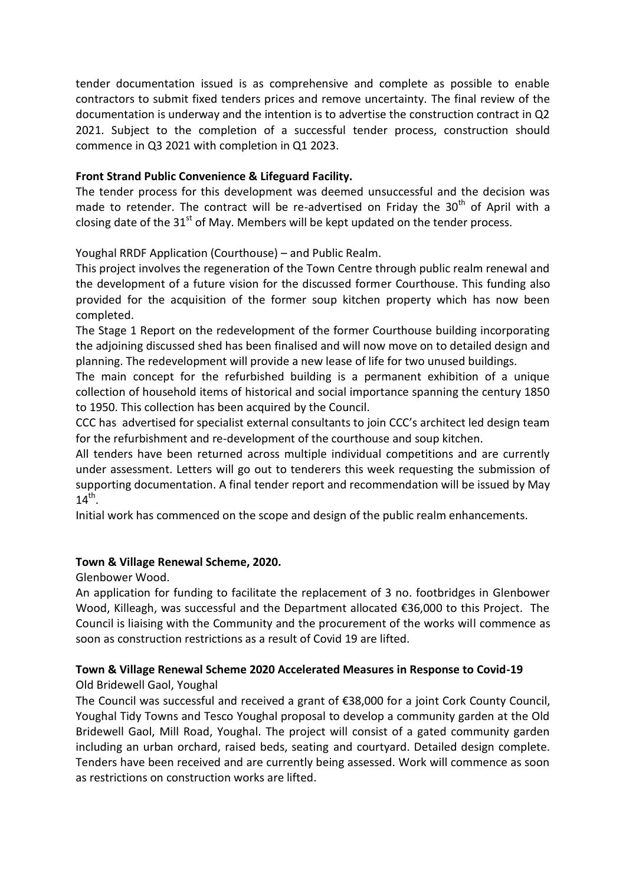tender documentation issued is as comprehensive and complete as possible to enable contractors to submit fixed tenders prices and remove uncertainty. The final review of the documentation is underway and the intention is to advertise the construction contract in Q2 2021. Subject to the completion of a successful tender process, construction should commence in Q3 2021 with completion in Q1 2023.

**Front Strand Public Convenience & Lifeguard Facility.**

The tender process for this development was deemed unsuccessful and the decision was made to retender. The contract will be re-advertised on Friday the 30th of April with a closing date of the 31st of May. Members will be kept updated on the tender process.

Youghal RRDF Application (Courthouse) – and Public Realm.

This project involves the regeneration of the Town Centre through public realm renewal and the development of a future vision for the discussed former Courthouse. This funding also provided for the acquisition of the former soup kitchen property which has now been completed.

The Stage 1 Report on the redevelopment of the former Courthouse building incorporating the adjoining discussed shed has been finalised and will now move on to detailed design and planning. The redevelopment will provide a new lease of life for two unused buildings.

The main concept for the refurbished building is a permanent exhibition of a unique collection of household items of historical and social importance spanning the century 1850 to 1950. This collection has been acquired by the Council.

CCC has advertised for specialist external consultants to join CCC's architect led design team for the refurbishment and re-development of the courthouse and soup kitchen.

All tenders have been returned across multiple individual competitions and are currently under assessment. Letters will go out to tenderers this week requesting the submission of supporting documentation. A final tender report and recommendation will be issued by May 14th.

Initial work has commenced on the scope and design of the public realm enhancements.

**Town & Village Renewal Scheme, 2020.**

Glenbower Wood.

An application for funding to facilitate the replacement of 3 no. footbridges in Glenbower Wood, Killeagh, was successful and the Department allocated €36,000 to this Project. The Council is liaising with the Community and the procurement of the works will commence as soon as construction restrictions as a result of Covid 19 are lifted.

**Town & Village Renewal Scheme 2020 Accelerated Measures in Response to Covid-19**

Old Bridewell Gaol, Youghal

The Council was successful and received a grant of €38,000 for a joint Cork County Council, Youghal Tidy Towns and Tesco Youghal proposal to develop a community garden at the Old Bridewell Gaol, Mill Road, Youghal. The project will consist of a gated community garden including an urban orchard, raised beds, seating and courtyard. Detailed design complete. Tenders have been received and are currently being assessed. Work will commence as soon as restrictions on construction works are lifted.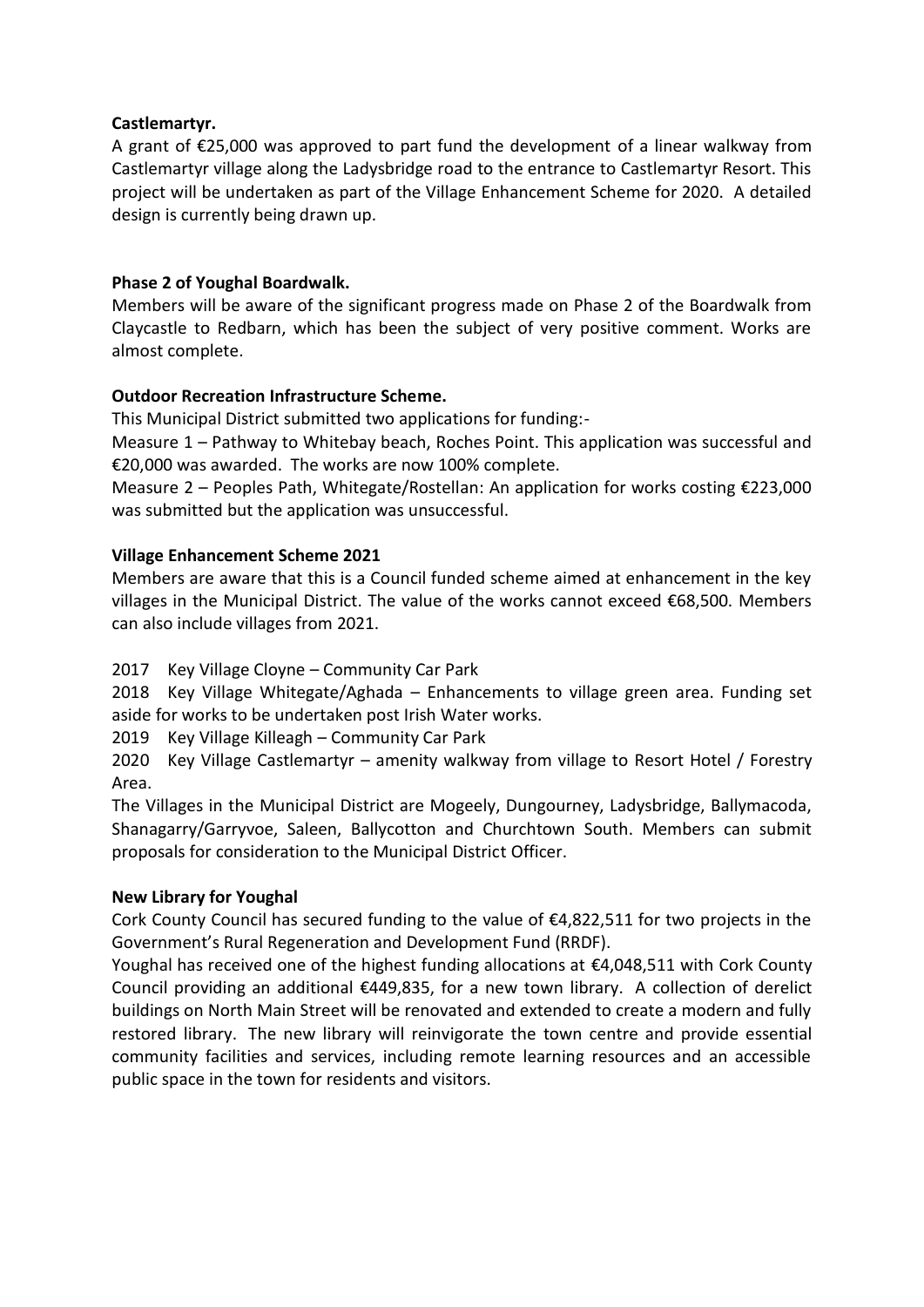**Castlemartyr.**

A grant of €25,000 was approved to part fund the development of a linear walkway from Castlemartyr village along the Ladysbridge road to the entrance to Castlemartyr Resort. This project will be undertaken as part of the Village Enhancement Scheme for 2020. A detailed design is currently being drawn up.

**Phase 2 of Youghal Boardwalk.**

Members will be aware of the significant progress made on Phase 2 of the Boardwalk from Claycastle to Redbarn, which has been the subject of very positive comment. Works are almost complete.

**Outdoor Recreation Infrastructure Scheme.**

This Municipal District submitted two applications for funding:-

Measure 1 – Pathway to Whitebay beach, Roches Point. This application was successful and €20,000 was awarded. The works are now 100% complete.

Measure 2 – Peoples Path, Whitegate/Rostellan: An application for works costing €223,000 was submitted but the application was unsuccessful.

**Village Enhancement Scheme 2021**

Members are aware that this is a Council funded scheme aimed at enhancement in the key villages in the Municipal District. The value of the works cannot exceed €68,500. Members can also include villages from 2021.

2017 Key Village Cloyne – Community Car Park

2018 Key Village Whitegate/Aghada – Enhancements to village green area. Funding set aside for works to be undertaken post Irish Water works.

2019 Key Village Killeagh – Community Car Park

2020 Key Village Castlemartyr – amenity walkway from village to Resort Hotel / Forestry Area.

The Villages in the Municipal District are Mogeely, Dungourney, Ladysbridge, Ballymacoda, Shanagarry/Garryvoe, Saleen, Ballycotton and Churchtown South. Members can submit proposals for consideration to the Municipal District Officer.

**New Library for Youghal**

Cork County Council has secured funding to the value of €4,822,511 for two projects in the Government's Rural Regeneration and Development Fund (RRDF).

Youghal has received one of the highest funding allocations at €4,048,511 with Cork County Council providing an additional €449,835, for a new town library. A collection of derelict buildings on North Main Street will be renovated and extended to create a modern and fully restored library. The new library will reinvigorate the town centre and provide essential community facilities and services, including remote learning resources and an accessible public space in the town for residents and visitors.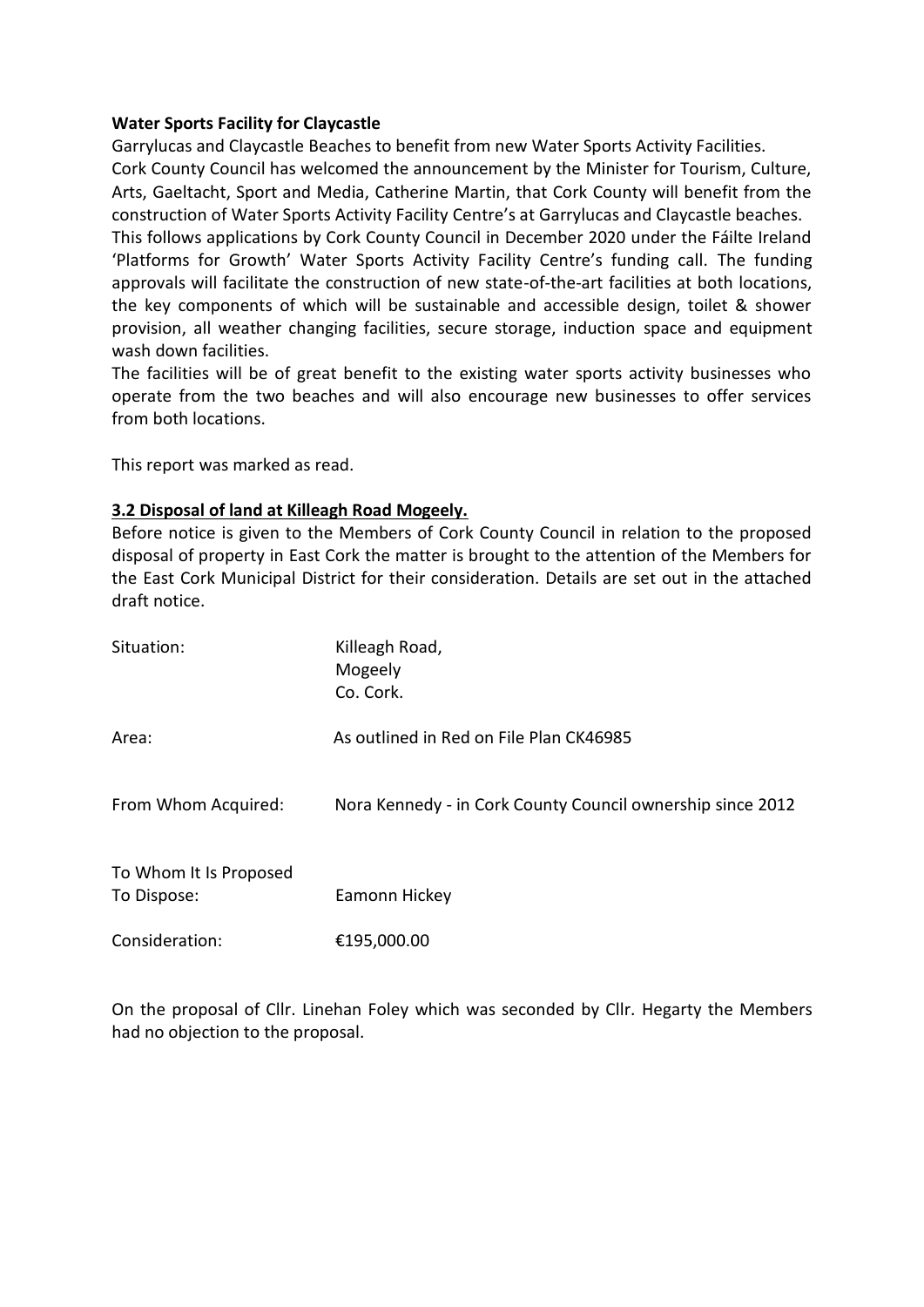**Water Sports Facility for Claycastle**

Garrylucas and Claycastle Beaches to benefit from new Water Sports Activity Facilities. Cork County Council has welcomed the announcement by the Minister for Tourism, Culture, Arts, Gaeltacht, Sport and Media, Catherine Martin, that Cork County will benefit from the construction of Water Sports Activity Facility Centre's at Garrylucas and Claycastle beaches. This follows applications by Cork County Council in December 2020 under the Fáilte Ireland 'Platforms for Growth' Water Sports Activity Facility Centre's funding call. The funding approvals will facilitate the construction of new state-of-the-art facilities at both locations, the key components of which will be sustainable and accessible design, toilet & shower provision, all weather changing facilities, secure storage, induction space and equipment wash down facilities.

The facilities will be of great benefit to the existing water sports activity businesses who operate from the two beaches and will also encourage new businesses to offer services from both locations.

This report was marked as read.

**3.2 Disposal of land at Killeagh Road Mogeely.**

Before notice is given to the Members of Cork County Council in relation to the proposed disposal of property in East Cork the matter is brought to the attention of the Members for the East Cork Municipal District for their consideration. Details are set out in the attached draft notice.

| | |
|---|---|
| Situation: | Killeagh Road, Mogeely Co. Cork. |
| Area: | As outlined in Red on File Plan CK46985 |
| From Whom Acquired: | Nora Kennedy - in Cork County Council ownership since 2012 |
| To Whom It Is Proposed To Dispose: | Eamonn Hickey |
| Consideration: | €195,000.00 |

On the proposal of Cllr. Linehan Foley which was seconded by Cllr. Hegarty the Members had no objection to the proposal.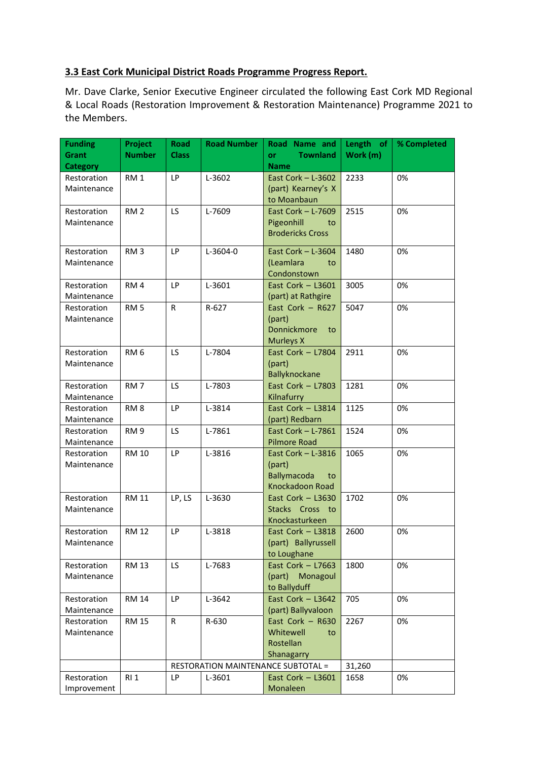## 3.3 East Cork Municipal District Roads Programme Progress Report.

Mr. Dave Clarke, Senior Executive Engineer circulated the following East Cork MD Regional & Local Roads (Restoration Improvement & Restoration Maintenance) Programme 2021 to the Members.

| Funding Grant Category | Project Number | Road Class | Road Number | Road Name and or Townland Name | Length of Work (m) | % Completed |
|---|---|---|---|---|---|---|
| Restoration Maintenance | RM 1 | LP | L-3602 | East Cork – L-3602 (part) Kearney's X to Moanbaun | 2233 | 0% |
| Restoration Maintenance | RM 2 | LS | L-7609 | East Cork – L-7609 Pigeonhill to Brodericks Cross | 2515 | 0% |
| Restoration Maintenance | RM 3 | LP | L-3604-0 | East Cork – L-3604 (Leamlara to Condonstown | 1480 | 0% |
| Restoration Maintenance | RM 4 | LP | L-3601 | East Cork – L3601 (part) at Rathgire | 3005 | 0% |
| Restoration Maintenance | RM 5 | R | R-627 | East Cork – R627 (part) Donnickmore to Murleys X | 5047 | 0% |
| Restoration Maintenance | RM 6 | LS | L-7804 | East Cork – L7804 (part) Ballyknockane | 2911 | 0% |
| Restoration Maintenance | RM 7 | LS | L-7803 | East Cork – L7803 Kilnafurry | 1281 | 0% |
| Restoration Maintenance | RM 8 | LP | L-3814 | East Cork – L3814 (part) Redbarn | 1125 | 0% |
| Restoration Maintenance | RM 9 | LS | L-7861 | East Cork – L-7861 Pilmore Road | 1524 | 0% |
| Restoration Maintenance | RM 10 | LP | L-3816 | East Cork – L-3816 (part) Ballymacoda to Knockadoon Road | 1065 | 0% |
| Restoration Maintenance | RM 11 | LP, LS | L-3630 | East Cork – L3630 Stacks Cross to Knockasturkeen | 1702 | 0% |
| Restoration Maintenance | RM 12 | LP | L-3818 | East Cork – L3818 (part) Ballyrussell to Loughane | 2600 | 0% |
| Restoration Maintenance | RM 13 | LS | L-7683 | East Cork – L7663 (part) Monagoul to Ballyduff | 1800 | 0% |
| Restoration Maintenance | RM 14 | LP | L-3642 | East Cork – L3642 (part) Ballyvaloon | 705 | 0% |
| Restoration Maintenance | RM 15 | R | R-630 | East Cork – R630 Whitewell to Rostellan Shanagarry | 2267 | 0% |
| | | RESTORATION MAINTENANCE SUBTOTAL = | | | 31,260 | |
| Restoration Improvement | RI 1 | LP | L-3601 | East Cork – L3601 Monaleen | 1658 | 0% |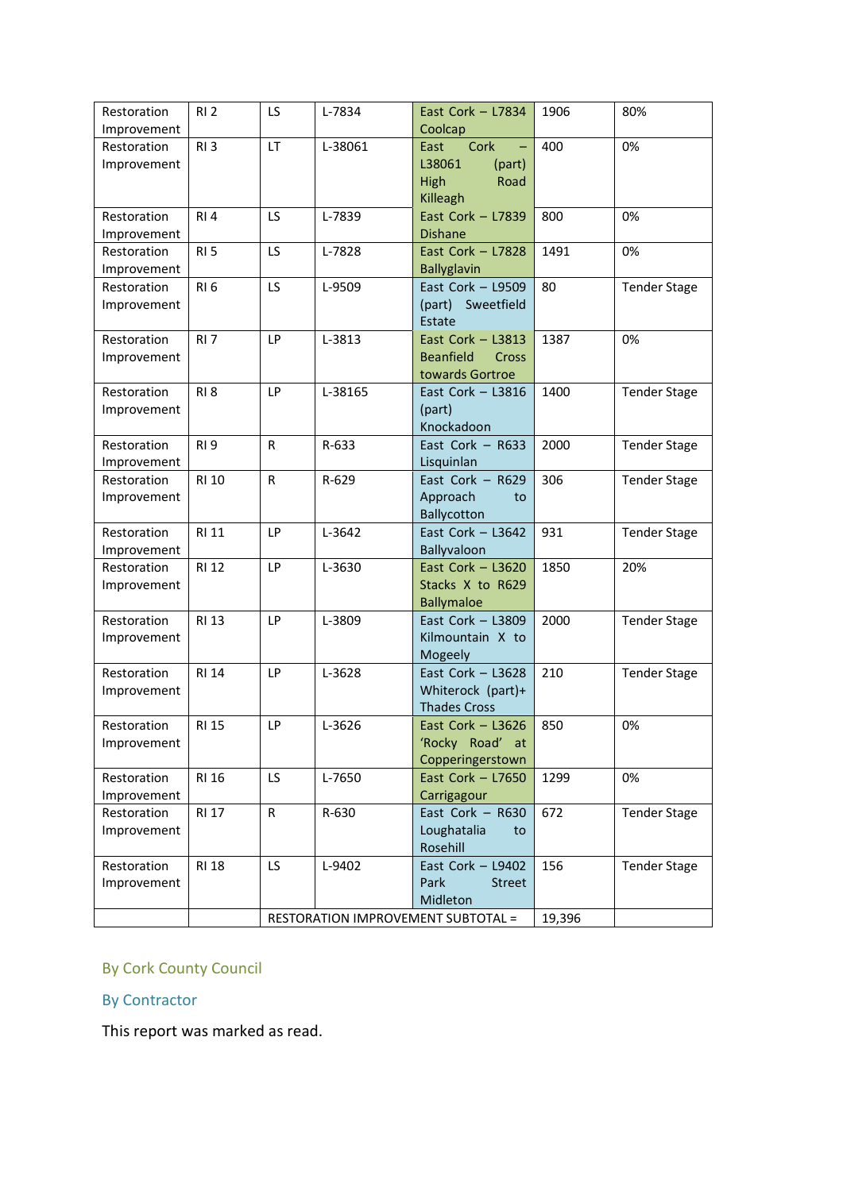| Restoration Improvement | RI 2 | LS | L-7834 | East Cork – L7834 Coolcap | 1906 | 80% |
|---|---|---|---|---|---|---|
| Restoration Improvement | RI 3 | LT | L-38061 | East Cork – L38061 (part) High Road Killeagh | 400 | 0% |
| Restoration Improvement | RI 4 | LS | L-7839 | East Cork – L7839 Dishane | 800 | 0% |
| Restoration Improvement | RI 5 | LS | L-7828 | East Cork – L7828 Ballyglavin | 1491 | 0% |
| Restoration Improvement | RI 6 | LS | L-9509 | East Cork – L9509 (part) Sweetfield Estate | 80 | Tender Stage |
| Restoration Improvement | RI 7 | LP | L-3813 | East Cork – L3813 Beanfield Cross towards Gortroe | 1387 | 0% |
| Restoration Improvement | RI 8 | LP | L-38165 | East Cork – L3816 (part) Knockadoon | 1400 | Tender Stage |
| Restoration Improvement | RI 9 | R | R-633 | East Cork – R633 Lisquinlan | 2000 | Tender Stage |
| Restoration Improvement | RI 10 | R | R-629 | East Cork – R629 Approach to Ballycotton | 306 | Tender Stage |
| Restoration Improvement | RI 11 | LP | L-3642 | East Cork – L3642 Ballyvaloon | 931 | Tender Stage |
| Restoration Improvement | RI 12 | LP | L-3630 | East Cork – L3620 Stacks X to R629 Ballymaloe | 1850 | 20% |
| Restoration Improvement | RI 13 | LP | L-3809 | East Cork – L3809 Kilmountain X to Mogeely | 2000 | Tender Stage |
| Restoration Improvement | RI 14 | LP | L-3628 | East Cork – L3628 Whiterock (part)+ Thades Cross | 210 | Tender Stage |
| Restoration Improvement | RI 15 | LP | L-3626 | East Cork – L3626 'Rocky Road' at Copperingerstown | 850 | 0% |
| Restoration Improvement | RI 16 | LS | L-7650 | East Cork – L7650 Carrigagour | 1299 | 0% |
| Restoration Improvement | RI 17 | R | R-630 | East Cork – R630 Loughatalia to Rosehill | 672 | Tender Stage |
| Restoration Improvement | RI 18 | LS | L-9402 | East Cork – L9402 Park Street Midleton | 156 | Tender Stage |
| | | RESTORATION IMPROVEMENT SUBTOTAL = | | | 19,396 | |

By Cork County Council

By Contractor

This report was marked as read.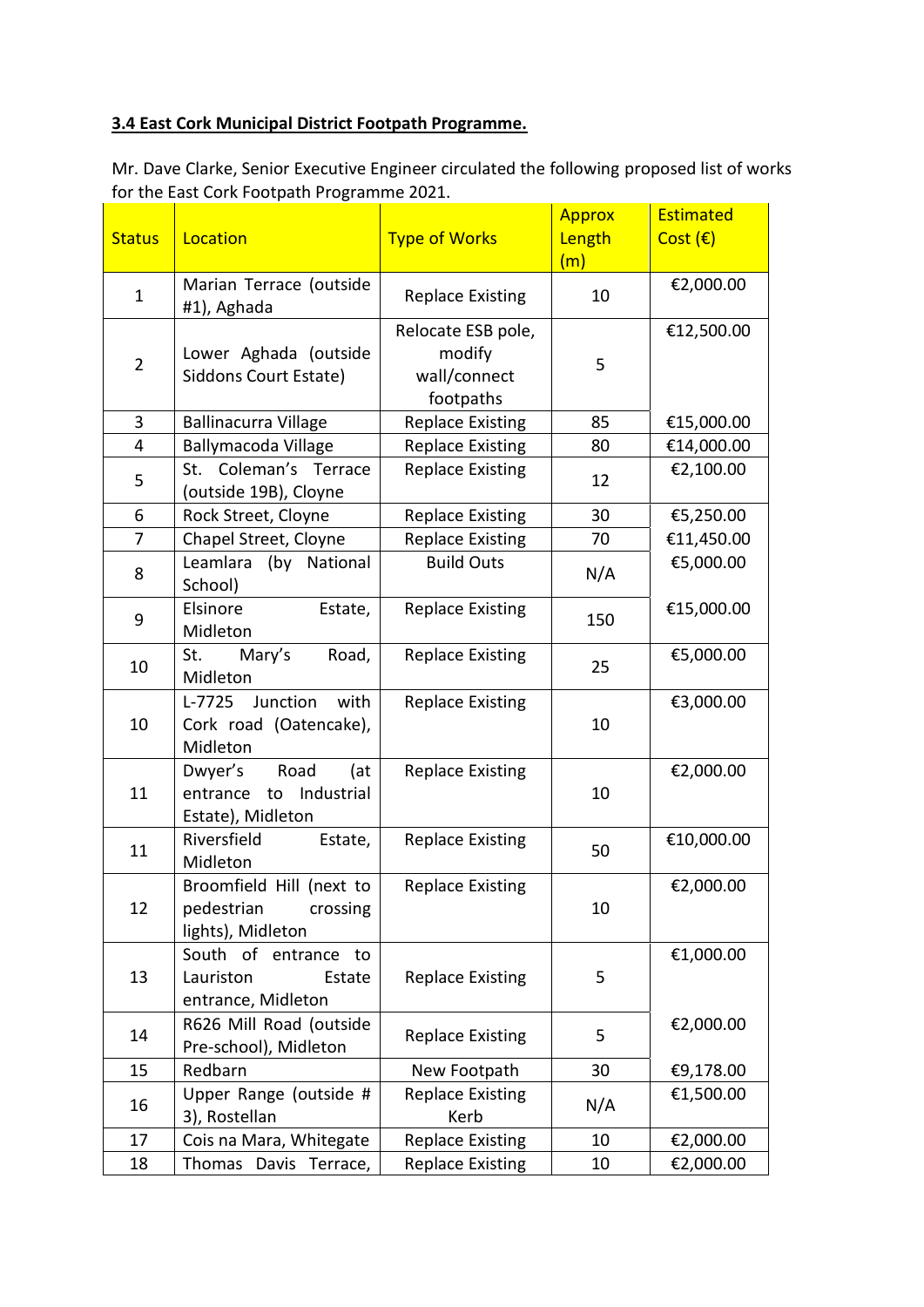**3.4 East Cork Municipal District Footpath Programme.**

Mr. Dave Clarke, Senior Executive Engineer circulated the following proposed list of works for the East Cork Footpath Programme 2021.

| Status | Location | Type of Works | Approx Length (m) | Estimated Cost (€) |
|---|---|---|---|---|
| 1 | Marian Terrace (outside #1), Aghada | Replace Existing | 10 | €2,000.00 |
| 2 | Lower Aghada (outside Siddons Court Estate) | Relocate ESB pole, modify wall/connect footpaths | 5 | €12,500.00 |
| 3 | Ballinacurra Village | Replace Existing | 85 | €15,000.00 |
| 4 | Ballymacoda Village | Replace Existing | 80 | €14,000.00 |
| 5 | St. Coleman's Terrace (outside 19B), Cloyne | Replace Existing | 12 | €2,100.00 |
| 6 | Rock Street, Cloyne | Replace Existing | 30 | €5,250.00 |
| 7 | Chapel Street, Cloyne | Replace Existing | 70 | €11,450.00 |
| 8 | Leamlara (by National School) | Build Outs | N/A | €5,000.00 |
| 9 | Elsinore Estate, Midleton | Replace Existing | 150 | €15,000.00 |
| 10 | St. Mary's Road, Midleton | Replace Existing | 25 | €5,000.00 |
| 10 | L-7725 Junction with Cork road (Oatencake), Midleton | Replace Existing | 10 | €3,000.00 |
| 11 | Dwyer's Road (at entrance to Industrial Estate), Midleton | Replace Existing | 10 | €2,000.00 |
| 11 | Riversfield Estate, Midleton | Replace Existing | 50 | €10,000.00 |
| 12 | Broomfield Hill (next to pedestrian crossing lights), Midleton | Replace Existing | 10 | €2,000.00 |
| 13 | South of entrance to Lauriston Estate entrance, Midleton | Replace Existing | 5 | €1,000.00 |
| 14 | R626 Mill Road (outside Pre-school), Midleton | Replace Existing | 5 | €2,000.00 |
| 15 | Redbarn | New Footpath | 30 | €9,178.00 |
| 16 | Upper Range (outside # 3), Rostellan | Replace Existing Kerb | N/A | €1,500.00 |
| 17 | Cois na Mara, Whitegate | Replace Existing | 10 | €2,000.00 |
| 18 | Thomas Davis Terrace, | Replace Existing | 10 | €2,000.00 |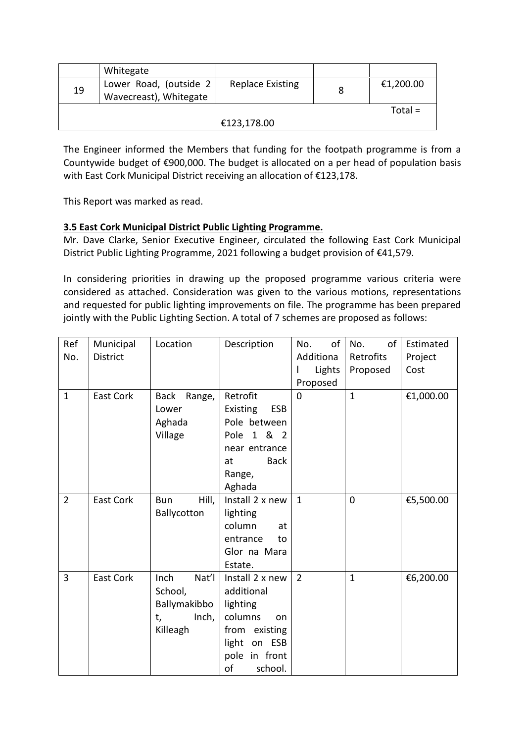|  | Whitegate |  |  |  |
|---|---|---|---|---|
| 19 | Lower Road, (outside 2 Wavecreast), Whitegate | Replace Existing | 8 | €1,200.00 |
| Total = €123,178.00 | | | | |

The Engineer informed the Members that funding for the footpath programme is from a Countywide budget of €900,000. The budget is allocated on a per head of population basis with East Cork Municipal District receiving an allocation of €123,178.

This Report was marked as read.

**3.5 East Cork Municipal District Public Lighting Programme.**

Mr. Dave Clarke, Senior Executive Engineer, circulated the following East Cork Municipal District Public Lighting Programme, 2021 following a budget provision of €41,579.

In considering priorities in drawing up the proposed programme various criteria were considered as attached. Consideration was given to the various motions, representations and requested for public lighting improvements on file. The programme has been prepared jointly with the Public Lighting Section. A total of 7 schemes are proposed as follows:

| Ref No. | Municipal District | Location | Description | No. of Additional Lights Proposed | No. of Retrofits Proposed | Estimated Project Cost |
|---|---|---|---|---|---|---|
| 1 | East Cork | Back Range, Lower Aghada Village | Retrofit Existing ESB Pole between Pole 1 & 2 near entrance at Back Range, Aghada | 0 | 1 | €1,000.00 |
| 2 | East Cork | Bun Hill, Ballycotton | Install 2 x new lighting column at entrance to Glor na Mara Estate. | 1 | 0 | €5,500.00 |
| 3 | East Cork | Inch Nat'l School, Ballymakibbot, Inch, Killeagh | Install 2 x new additional lighting columns on from existing light on ESB pole in front of school. | 2 | 1 | €6,200.00 |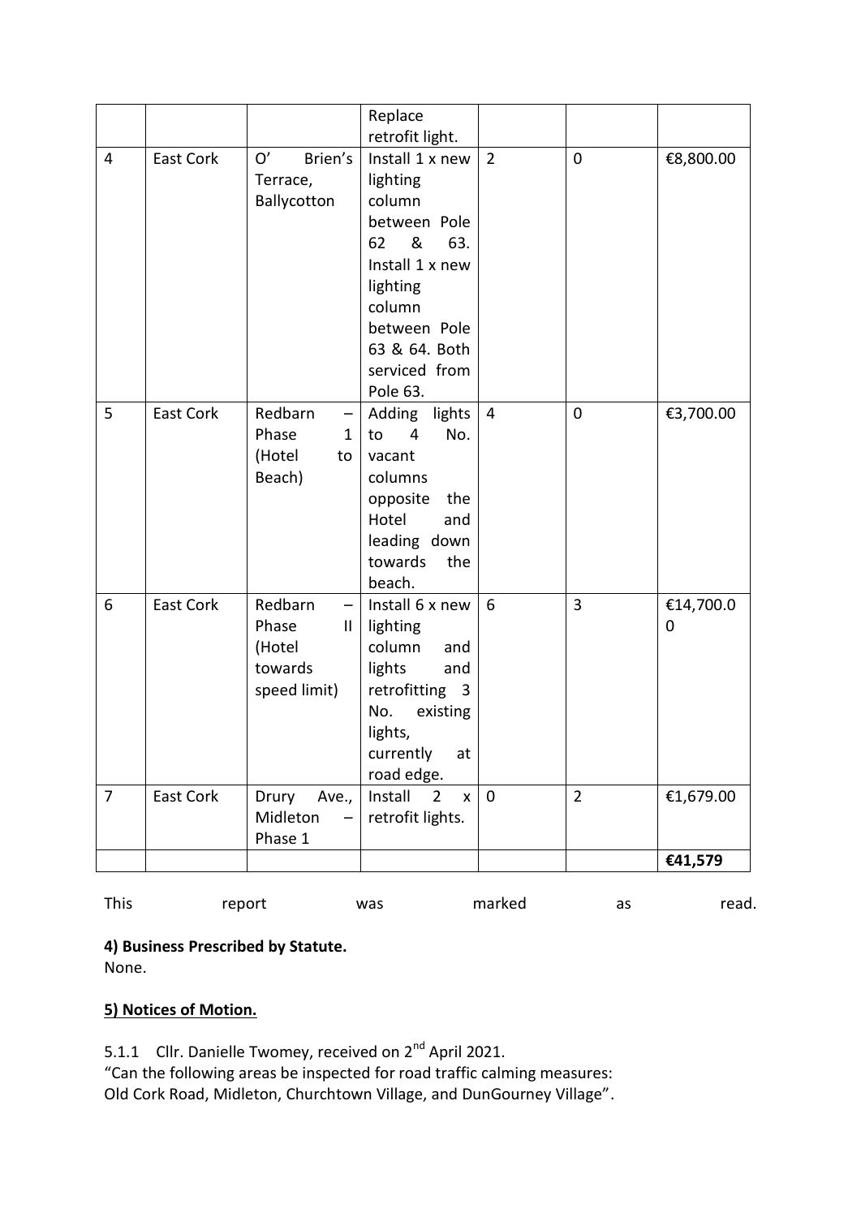|  |  |  | Replace retrofit light. |  |  |  |
| --- | --- | --- | --- | --- | --- | --- |
| 4 | East Cork | O' Brien's Terrace, Ballycotton | Install 1 x new lighting column between Pole 62 & 63. Install 1 x new lighting column between Pole 63 & 64. Both serviced from Pole 63. | 2 | 0 | €8,800.00 |
| 5 | East Cork | Redbarn – Phase 1 (Hotel to Beach) | Adding lights to 4 No. vacant columns opposite the Hotel and leading down towards the beach. | 4 | 0 | €3,700.00 |
| 6 | East Cork | Redbarn – Phase II (Hotel towards speed limit) | Install 6 x new lighting column and lights and retrofitting 3 No. existing lights, currently at road edge. | 6 | 3 | €14,700.00 |
| 7 | East Cork | Drury Ave., Midleton – Phase 1 | Install 2 x retrofit lights. | 0 | 2 | €1,679.00 |
|  |  |  |  |  |  | **€41,579** |

This report was marked as read.

**4) Business Prescribed by Statute.**
None.

**5) Notices of Motion.**

5.1.1 Cllr. Danielle Twomey, received on 2nd April 2021.
"Can the following areas be inspected for road traffic calming measures: Old Cork Road, Midleton, Churchtown Village, and DunGourney Village".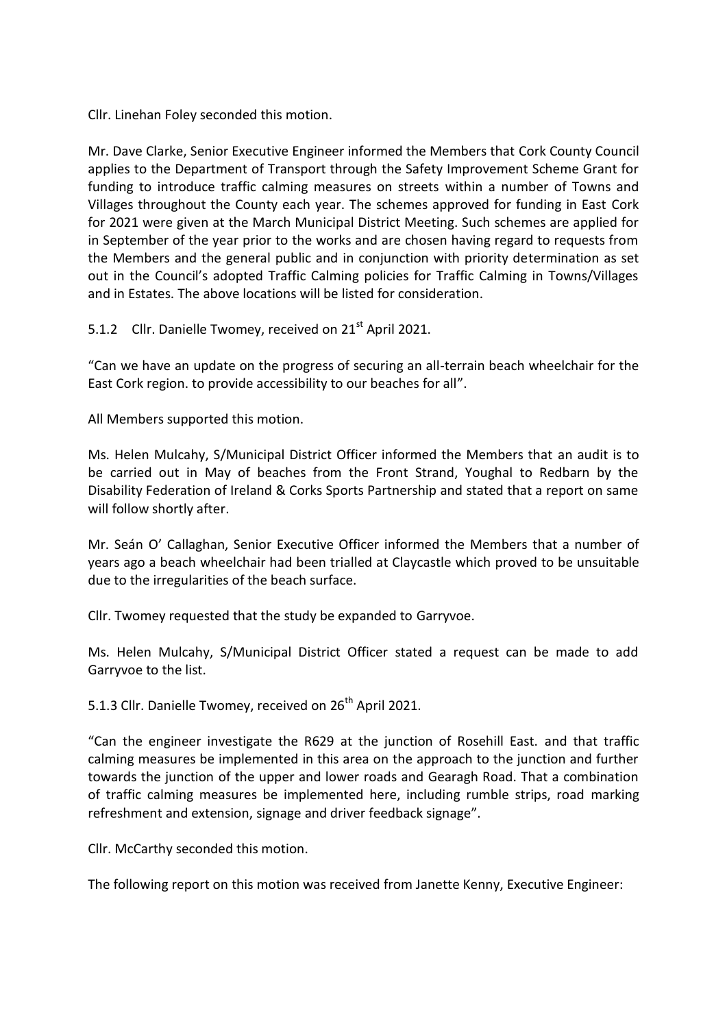Cllr. Linehan Foley seconded this motion.

Mr. Dave Clarke, Senior Executive Engineer informed the Members that Cork County Council applies to the Department of Transport through the Safety Improvement Scheme Grant for funding to introduce traffic calming measures on streets within a number of Towns and Villages throughout the County each year. The schemes approved for funding in East Cork for 2021 were given at the March Municipal District Meeting. Such schemes are applied for in September of the year prior to the works and are chosen having regard to requests from the Members and the general public and in conjunction with priority determination as set out in the Council's adopted Traffic Calming policies for Traffic Calming in Towns/Villages and in Estates. The above locations will be listed for consideration.

5.1.2 Cllr. Danielle Twomey, received on 21st April 2021.

"Can we have an update on the progress of securing an all-terrain beach wheelchair for the East Cork region. to provide accessibility to our beaches for all".

All Members supported this motion.

Ms. Helen Mulcahy, S/Municipal District Officer informed the Members that an audit is to be carried out in May of beaches from the Front Strand, Youghal to Redbarn by the Disability Federation of Ireland & Corks Sports Partnership and stated that a report on same will follow shortly after.

Mr. Seán O' Callaghan, Senior Executive Officer informed the Members that a number of years ago a beach wheelchair had been trialled at Claycastle which proved to be unsuitable due to the irregularities of the beach surface.

Cllr. Twomey requested that the study be expanded to Garryvoe.

Ms. Helen Mulcahy, S/Municipal District Officer stated a request can be made to add Garryvoe to the list.

5.1.3 Cllr. Danielle Twomey, received on 26th April 2021.

"Can the engineer investigate the R629 at the junction of Rosehill East. and that traffic calming measures be implemented in this area on the approach to the junction and further towards the junction of the upper and lower roads and Gearagh Road. That a combination of traffic calming measures be implemented here, including rumble strips, road marking refreshment and extension, signage and driver feedback signage".

Cllr. McCarthy seconded this motion.

The following report on this motion was received from Janette Kenny, Executive Engineer: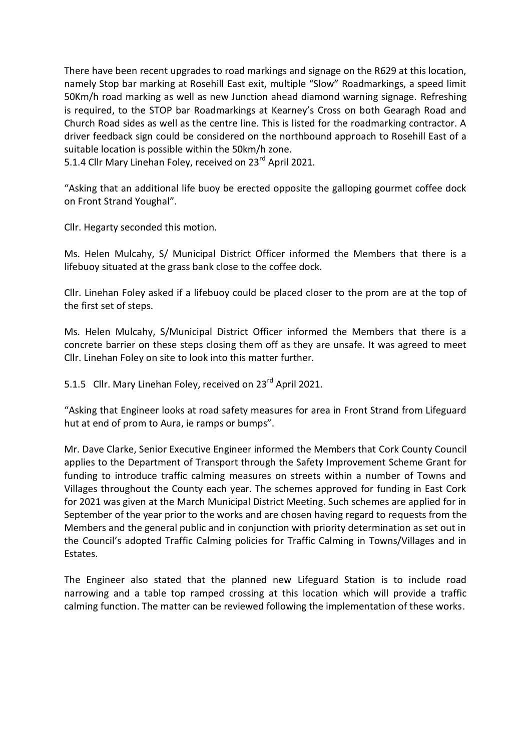There have been recent upgrades to road markings and signage on the R629 at this location, namely Stop bar marking at Rosehill East exit, multiple "Slow" Roadmarkings, a speed limit 50Km/h road marking as well as new Junction ahead diamond warning signage. Refreshing is required, to the STOP bar Roadmarkings at Kearney's Cross on both Gearagh Road and Church Road sides as well as the centre line. This is listed for the roadmarking contractor. A driver feedback sign could be considered on the northbound approach to Rosehill East of a suitable location is possible within the 50km/h zone.

5.1.4 Cllr Mary Linehan Foley, received on 23rd April 2021.

"Asking that an additional life buoy be erected opposite the galloping gourmet coffee dock on Front Strand Youghal".

Cllr. Hegarty seconded this motion.

Ms. Helen Mulcahy, S/ Municipal District Officer informed the Members that there is a lifebuoy situated at the grass bank close to the coffee dock.

Cllr. Linehan Foley asked if a lifebuoy could be placed closer to the prom are at the top of the first set of steps.

Ms. Helen Mulcahy, S/Municipal District Officer informed the Members that there is a concrete barrier on these steps closing them off as they are unsafe. It was agreed to meet Cllr. Linehan Foley on site to look into this matter further.

5.1.5 Cllr. Mary Linehan Foley, received on 23rd April 2021.

"Asking that Engineer looks at road safety measures for area in Front Strand from Lifeguard hut at end of prom to Aura, ie ramps or bumps".

Mr. Dave Clarke, Senior Executive Engineer informed the Members that Cork County Council applies to the Department of Transport through the Safety Improvement Scheme Grant for funding to introduce traffic calming measures on streets within a number of Towns and Villages throughout the County each year. The schemes approved for funding in East Cork for 2021 was given at the March Municipal District Meeting. Such schemes are applied for in September of the year prior to the works and are chosen having regard to requests from the Members and the general public and in conjunction with priority determination as set out in the Council's adopted Traffic Calming policies for Traffic Calming in Towns/Villages and in Estates.

The Engineer also stated that the planned new Lifeguard Station is to include road narrowing and a table top ramped crossing at this location which will provide a traffic calming function. The matter can be reviewed following the implementation of these works.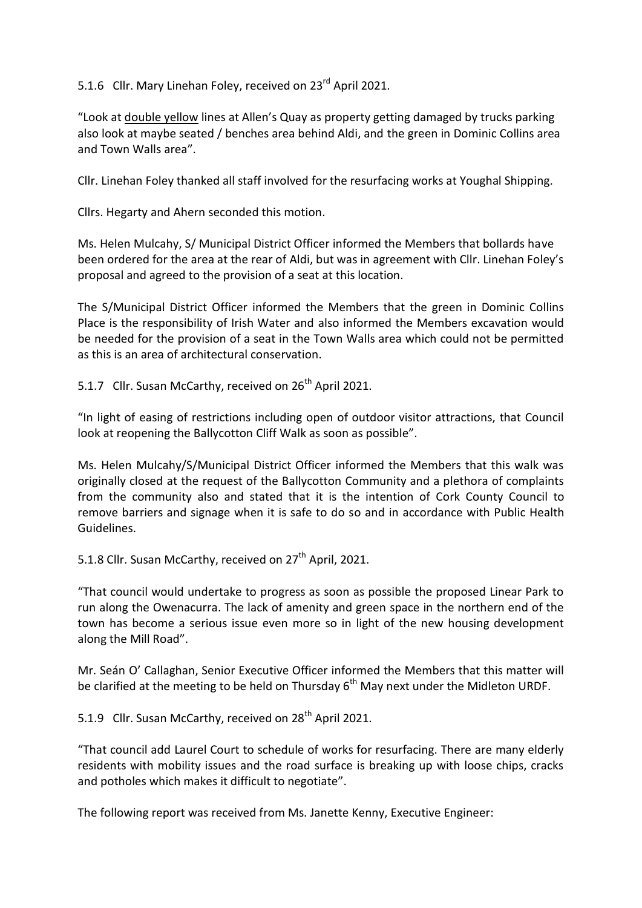5.1.6 Cllr. Mary Linehan Foley, received on 23rd April 2021.

"Look at <u>double yellow</u> lines at Allen's Quay as property getting damaged by trucks parking also look at maybe seated / benches area behind Aldi, and the green in Dominic Collins area and Town Walls area".

Cllr. Linehan Foley thanked all staff involved for the resurfacing works at Youghal Shipping.

Cllrs. Hegarty and Ahern seconded this motion.

Ms. Helen Mulcahy, S/ Municipal District Officer informed the Members that bollards have been ordered for the area at the rear of Aldi, but was in agreement with Cllr. Linehan Foley's proposal and agreed to the provision of a seat at this location.

The S/Municipal District Officer informed the Members that the green in Dominic Collins Place is the responsibility of Irish Water and also informed the Members excavation would be needed for the provision of a seat in the Town Walls area which could not be permitted as this is an area of architectural conservation.

5.1.7 Cllr. Susan McCarthy, received on 26th April 2021.

"In light of easing of restrictions including open of outdoor visitor attractions, that Council look at reopening the Ballycotton Cliff Walk as soon as possible".

Ms. Helen Mulcahy/S/Municipal District Officer informed the Members that this walk was originally closed at the request of the Ballycotton Community and a plethora of complaints from the community also and stated that it is the intention of Cork County Council to remove barriers and signage when it is safe to do so and in accordance with Public Health Guidelines.

5.1.8 Cllr. Susan McCarthy, received on 27th April, 2021.

"That council would undertake to progress as soon as possible the proposed Linear Park to run along the Owenacurra. The lack of amenity and green space in the northern end of the town has become a serious issue even more so in light of the new housing development along the Mill Road".

Mr. Seán O' Callaghan, Senior Executive Officer informed the Members that this matter will be clarified at the meeting to be held on Thursday 6th May next under the Midleton URDF.

5.1.9 Cllr. Susan McCarthy, received on 28th April 2021.

"That council add Laurel Court to schedule of works for resurfacing. There are many elderly residents with mobility issues and the road surface is breaking up with loose chips, cracks and potholes which makes it difficult to negotiate".

The following report was received from Ms. Janette Kenny, Executive Engineer: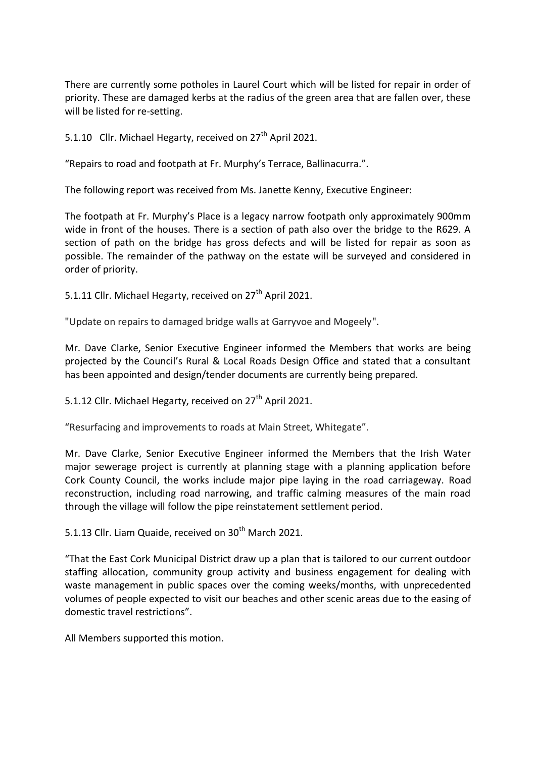There are currently some potholes in Laurel Court which will be listed for repair in order of priority. These are damaged kerbs at the radius of the green area that are fallen over, these will be listed for re-setting.

5.1.10 Cllr. Michael Hegarty, received on 27th April 2021.

"Repairs to road and footpath at Fr. Murphy's Terrace, Ballinacurra.".

The following report was received from Ms. Janette Kenny, Executive Engineer:

The footpath at Fr. Murphy's Place is a legacy narrow footpath only approximately 900mm wide in front of the houses. There is a section of path also over the bridge to the R629. A section of path on the bridge has gross defects and will be listed for repair as soon as possible. The remainder of the pathway on the estate will be surveyed and considered in order of priority.

5.1.11 Cllr. Michael Hegarty, received on 27th April 2021.

"Update on repairs to damaged bridge walls at Garryvoe and Mogeely".

Mr. Dave Clarke, Senior Executive Engineer informed the Members that works are being projected by the Council's Rural & Local Roads Design Office and stated that a consultant has been appointed and design/tender documents are currently being prepared.

5.1.12 Cllr. Michael Hegarty, received on 27th April 2021.

"Resurfacing and improvements to roads at Main Street, Whitegate".

Mr. Dave Clarke, Senior Executive Engineer informed the Members that the Irish Water major sewerage project is currently at planning stage with a planning application before Cork County Council, the works include major pipe laying in the road carriageway. Road reconstruction, including road narrowing, and traffic calming measures of the main road through the village will follow the pipe reinstatement settlement period.

5.1.13 Cllr. Liam Quaide, received on 30th March 2021.

"That the East Cork Municipal District draw up a plan that is tailored to our current outdoor staffing allocation, community group activity and business engagement for dealing with waste management in public spaces over the coming weeks/months, with unprecedented volumes of people expected to visit our beaches and other scenic areas due to the easing of domestic travel restrictions".

All Members supported this motion.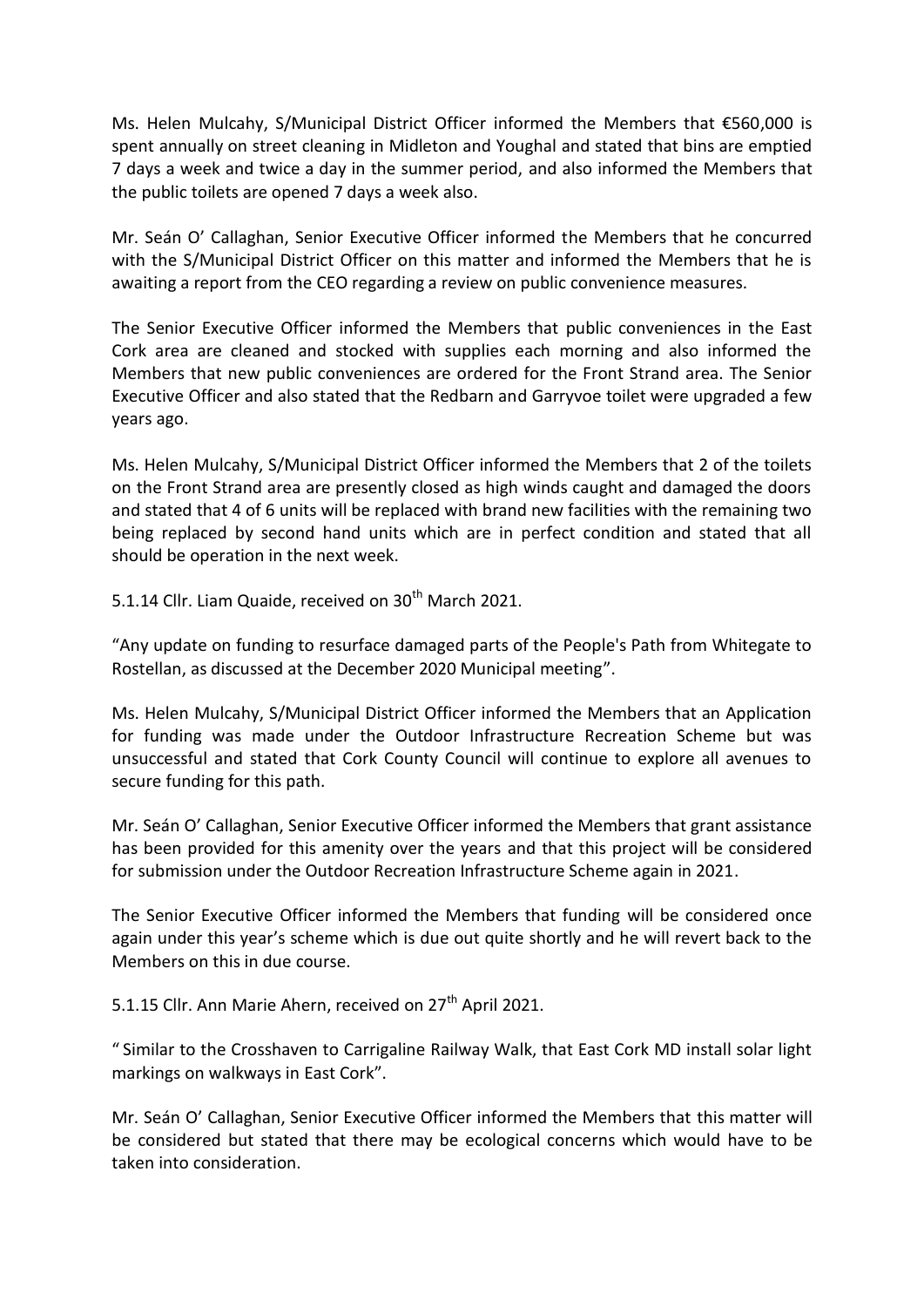Ms. Helen Mulcahy, S/Municipal District Officer informed the Members that €560,000 is spent annually on street cleaning in Midleton and Youghal and stated that bins are emptied 7 days a week and twice a day in the summer period, and also informed the Members that the public toilets are opened 7 days a week also.

Mr. Seán O' Callaghan, Senior Executive Officer informed the Members that he concurred with the S/Municipal District Officer on this matter and informed the Members that he is awaiting a report from the CEO regarding a review on public convenience measures.

The Senior Executive Officer informed the Members that public conveniences in the East Cork area are cleaned and stocked with supplies each morning and also informed the Members that new public conveniences are ordered for the Front Strand area. The Senior Executive Officer and also stated that the Redbarn and Garryvoe toilet were upgraded a few years ago.

Ms. Helen Mulcahy, S/Municipal District Officer informed the Members that 2 of the toilets on the Front Strand area are presently closed as high winds caught and damaged the doors and stated that 4 of 6 units will be replaced with brand new facilities with the remaining two being replaced by second hand units which are in perfect condition and stated that all should be operation in the next week.

5.1.14 Cllr. Liam Quaide, received on 30th March 2021.

"Any update on funding to resurface damaged parts of the People's Path from Whitegate to Rostellan, as discussed at the December 2020 Municipal meeting".

Ms. Helen Mulcahy, S/Municipal District Officer informed the Members that an Application for funding was made under the Outdoor Infrastructure Recreation Scheme but was unsuccessful and stated that Cork County Council will continue to explore all avenues to secure funding for this path.

Mr. Seán O' Callaghan, Senior Executive Officer informed the Members that grant assistance has been provided for this amenity over the years and that this project will be considered for submission under the Outdoor Recreation Infrastructure Scheme again in 2021.

The Senior Executive Officer informed the Members that funding will be considered once again under this year's scheme which is due out quite shortly and he will revert back to the Members on this in due course.

5.1.15 Cllr. Ann Marie Ahern, received on 27th April 2021.

" Similar to the Crosshaven to Carrigaline Railway Walk, that East Cork MD install solar light markings on walkways in East Cork".

Mr. Seán O' Callaghan, Senior Executive Officer informed the Members that this matter will be considered but stated that there may be ecological concerns which would have to be taken into consideration.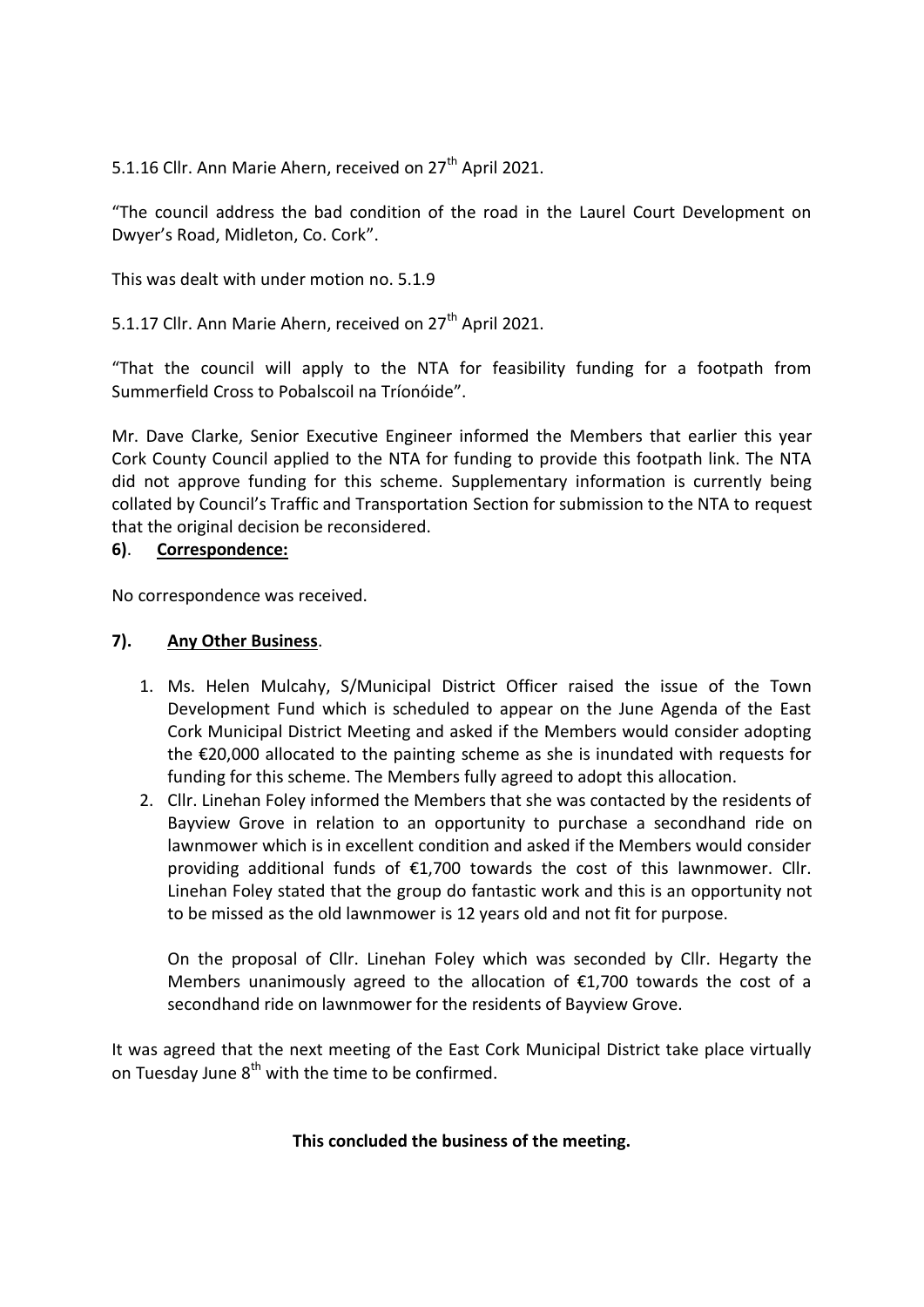5.1.16 Cllr. Ann Marie Ahern, received on 27th April 2021.

"The council address the bad condition of the road in the Laurel Court Development on Dwyer's Road, Midleton, Co. Cork".

This was dealt with under motion no. 5.1.9

5.1.17 Cllr. Ann Marie Ahern, received on 27th April 2021.

"That the council will apply to the NTA for feasibility funding for a footpath from Summerfield Cross to Pobalscoil na Tríonóide".

Mr. Dave Clarke, Senior Executive Engineer informed the Members that earlier this year Cork County Council applied to the NTA for funding to provide this footpath link. The NTA did not approve funding for this scheme. Supplementary information is currently being collated by Council's Traffic and Transportation Section for submission to the NTA to request that the original decision be reconsidered.

**6). Correspondence:**

No correspondence was received.

**7). Any Other Business.**

1. Ms. Helen Mulcahy, S/Municipal District Officer raised the issue of the Town Development Fund which is scheduled to appear on the June Agenda of the East Cork Municipal District Meeting and asked if the Members would consider adopting the €20,000 allocated to the painting scheme as she is inundated with requests for funding for this scheme. The Members fully agreed to adopt this allocation.
2. Cllr. Linehan Foley informed the Members that she was contacted by the residents of Bayview Grove in relation to an opportunity to purchase a secondhand ride on lawnmower which is in excellent condition and asked if the Members would consider providing additional funds of €1,700 towards the cost of this lawnmower. Cllr. Linehan Foley stated that the group do fantastic work and this is an opportunity not to be missed as the old lawnmower is 12 years old and not fit for purpose.

   On the proposal of Cllr. Linehan Foley which was seconded by Cllr. Hegarty the Members unanimously agreed to the allocation of €1,700 towards the cost of a secondhand ride on lawnmower for the residents of Bayview Grove.

It was agreed that the next meeting of the East Cork Municipal District take place virtually on Tuesday June 8th with the time to be confirmed.

**This concluded the business of the meeting.**